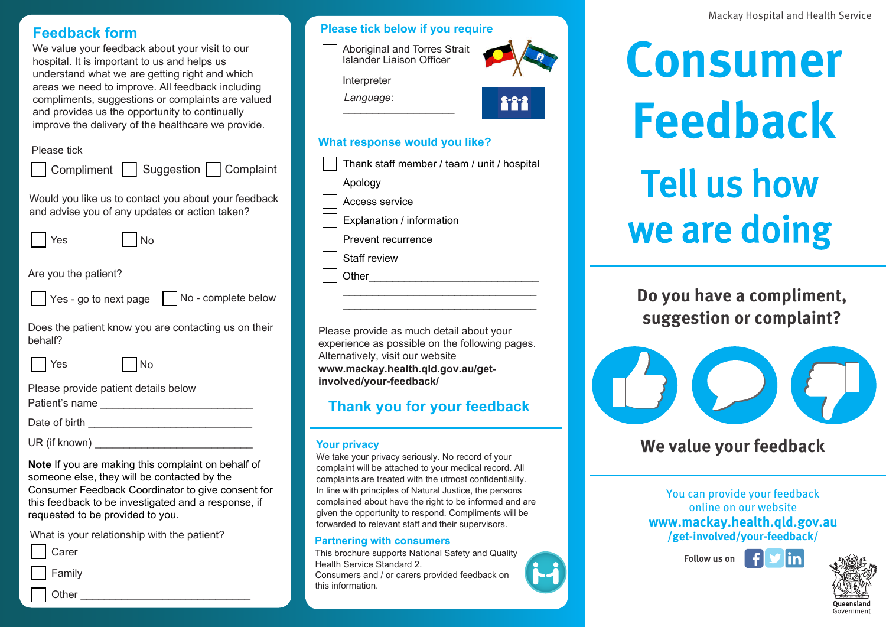## Feedback form

We value your feedback about your visit to our hospital. It is important to us and helps us understand what we are getting right and which areas we need to improve. All feedback including compliments, suggestions or complaints are valued and provides us the opportunity to continually improve the delivery of the healthcare we provide.

Please tick

☐ Compliment ☐ Suggestion ☐ Complaint

Would you like us to contact you about your feedback and advise you of any updates or action taken?

☐ Yes ☐ No

Are you the patient?

☐ Yes - go to next page ☐ No - complete below

Does the patient know you are contacting us on their behalf?

☐ Yes ☐ No

Please provide patient details below

Patient's name ___________________________

Date of birth _____________________________

UR (if known) ____________________________

**Note** If you are making this complaint on behalf of someone else, they will be contacted by the Consumer Feedback Coordinator to give consent for this feedback to be investigated and a response, if requested to be provided to you.

What is your relationship with the patient?

☐ Carer

☐ Family

☐ Other ______________________________

## Please tick below if you require

☐ Aboriginal and Torres Strait Islander Liaison Officer

☐ Interpreter

*Language*: ___________________

## What response would you like?

☐ Thank staff member / team / unit / hospital

☐ Apology

☐ Access service

☐ Explanation / information

☐ Prevent recurrence

☐ Staff review

☐ Other_____________________________

_________________________________

_________________________________

Please provide as much detail about your experience as possible on the following pages. Alternatively, visit our website **www.mackay.health.qld.gov.au/get-involved/your-feedback/**

## Thank you for your feedback

### Your privacy

We take your privacy seriously. No record of your complaint will be attached to your medical record. All complaints are treated with the utmost confidentiality. In line with principles of Natural Justice, the persons complained about have the right to be informed and are given the opportunity to respond. Compliments will be forwarded to relevant staff and their supervisors.

### Partnering with consumers

This brochure supports National Safety and Quality Health Service Standard 2.
Consumers and / or carers provided feedback on this information.

Mackay Hospital and Health Service

# Consumer Feedback

## Tell us how we are doing

### Do you have a compliment, suggestion or complaint?

### We value your feedback

You can provide your feedback online on our website
**www.mackay.health.qld.gov.au /get-involved/your-feedback/**

Follow us on

Queensland Government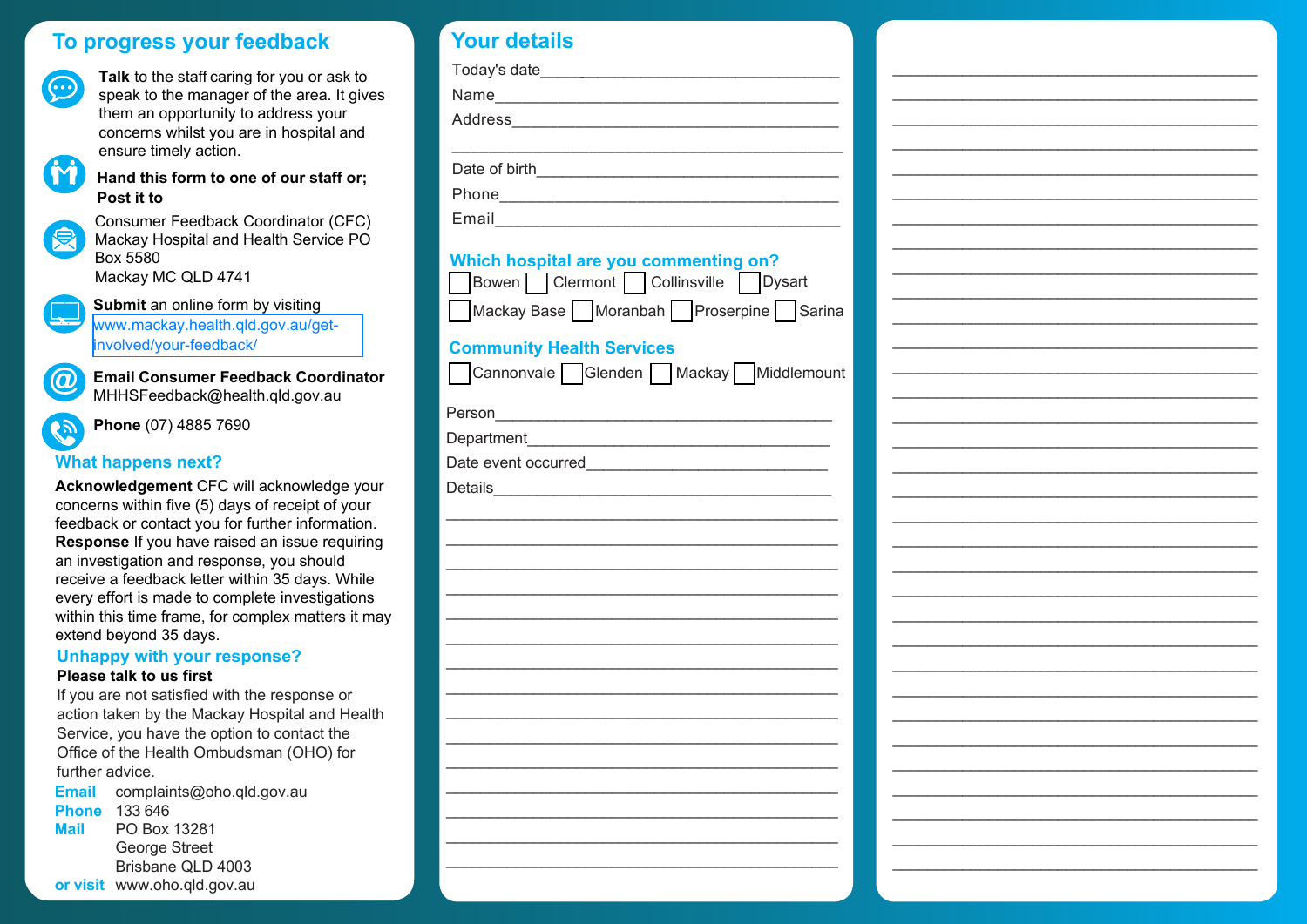## To progress your feedback

**Talk** to the staff caring for you or ask to speak to the manager of the area. It gives them an opportunity to address your concerns whilst you are in hospital and ensure timely action.

**Hand this form to one of our staff or; Post it to**

Consumer Feedback Coordinator (CFC)
Mackay Hospital and Health Service PO Box 5580
Mackay MC QLD 4741

**Submit** an online form by visiting www.mackay.health.qld.gov.au/get-involved/your-feedback/

**Email Consumer Feedback Coordinator**
MHHSFeedback@health.qld.gov.au

**Phone** (07) 4885 7690

### What happens next?

**Acknowledgement** CFC will acknowledge your concerns within five (5) days of receipt of your feedback or contact you for further information.

**Response** If you have raised an issue requiring an investigation and response, you should receive a feedback letter within 35 days. While every effort is made to complete investigations within this time frame, for complex matters it may extend beyond 35 days.

### Unhappy with your response?

**Please talk to us first**

If you are not satisfied with the response or action taken by the Mackay Hospital and Health Service, you have the option to contact the Office of the Health Ombudsman (OHO) for further advice.

**Email** complaints@oho.qld.gov.au
**Phone** 133 646
**Mail** PO Box 13281
George Street
Brisbane QLD 4003
**or visit** www.oho.qld.gov.au

## Your details

Today's date\_\_\_\_\_\_\_\_\_\_\_\_\_\_\_\_\_\_\_\_\_\_\_\_

Name\_\_\_\_\_\_\_\_\_\_\_\_\_\_\_\_\_\_\_\_\_\_\_\_

Address\_\_\_\_\_\_\_\_\_\_\_\_\_\_\_\_\_\_\_\_\_\_\_\_

\_\_\_\_\_\_\_\_\_\_\_\_\_\_\_\_\_\_\_\_\_\_\_\_\_\_\_\_\_\_\_\_

Date of birth\_\_\_\_\_\_\_\_\_\_\_\_\_\_\_\_\_\_\_\_\_\_\_\_

Phone\_\_\_\_\_\_\_\_\_\_\_\_\_\_\_\_\_\_\_\_\_\_\_\_

Email\_\_\_\_\_\_\_\_\_\_\_\_\_\_\_\_\_\_\_\_\_\_\_\_

### Which hospital are you commenting on?

☐ Bowen ☐ Clermont ☐ Collinsville ☐ Dysart
☐ Mackay Base ☐ Moranbah ☐ Proserpine ☐ Sarina

### Community Health Services

☐ Cannonvale ☐ Glenden ☐ Mackay ☐ Middlemount

Person\_\_\_\_\_\_\_\_\_\_\_\_\_\_\_\_\_\_\_\_\_\_\_\_

Department\_\_\_\_\_\_\_\_\_\_\_\_\_\_\_\_\_\_\_\_\_\_\_\_

Date event occurred\_\_\_\_\_\_\_\_\_\_\_\_\_\_\_\_\_\_\_\_\_\_\_\_

Details\_\_\_\_\_\_\_\_\_\_\_\_\_\_\_\_\_\_\_\_\_\_\_\_